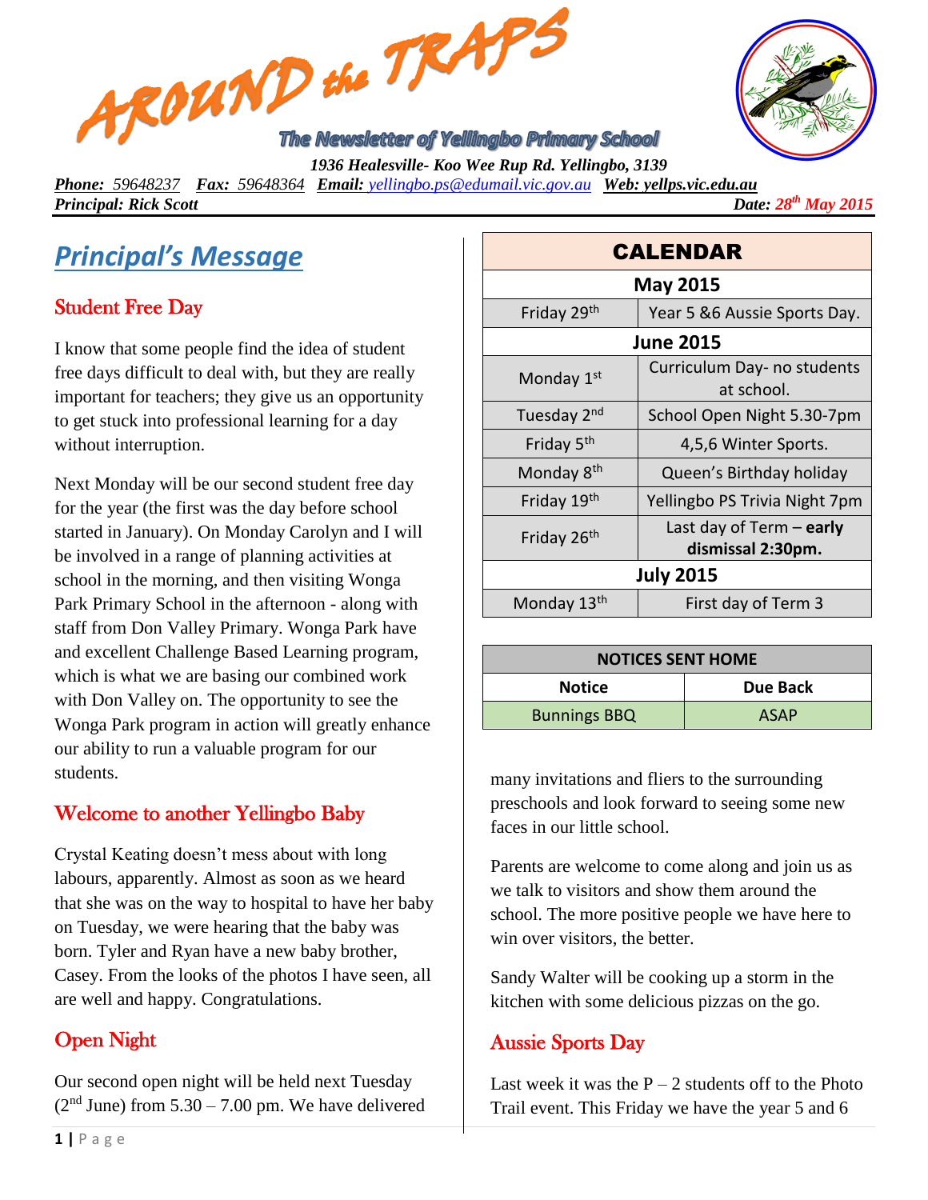# AROUND the TRAPS

*The Newsletter of Yellingbo Primary School*

**1936 Healesville- Koo Wee Rup Rd. Yellingbo, 3139**

***Phone:** 59648237* ***Fax:** 59648364* ***Email:** yellingbo.ps@edumail.vic.gov.au* ***Web:** yellps.vic.edu.au*

***Principal: Rick Scott*** ***Date:** 28th May 2015*

## Principal's Message

### Student Free Day

I know that some people find the idea of student free days difficult to deal with, but they are really important for teachers; they give us an opportunity to get stuck into professional learning for a day without interruption.

Next Monday will be our second student free day for the year (the first was the day before school started in January). On Monday Carolyn and I will be involved in a range of planning activities at school in the morning, and then visiting Wonga Park Primary School in the afternoon - along with staff from Don Valley Primary. Wonga Park have and excellent Challenge Based Learning program, which is what we are basing our combined work with Don Valley on. The opportunity to see the Wonga Park program in action will greatly enhance our ability to run a valuable program for our students.

### Welcome to another Yellingbo Baby

Crystal Keating doesn't mess about with long labours, apparently. Almost as soon as we heard that she was on the way to hospital to have her baby on Tuesday, we were hearing that the baby was born. Tyler and Ryan have a new baby brother, Casey. From the looks of the photos I have seen, all are well and happy. Congratulations.

### Open Night

Our second open night will be held next Tuesday (2nd June) from 5.30 – 7.00 pm. We have delivered many invitations and fliers to the surrounding preschools and look forward to seeing some new faces in our little school.

Parents are welcome to come along and join us as we talk to visitors and show them around the school. The more positive people we have here to win over visitors, the better.

Sandy Walter will be cooking up a storm in the kitchen with some delicious pizzas on the go.

### Aussie Sports Day

Last week it was the P – 2 students off to the Photo Trail event. This Friday we have the year 5 and 6

| CALENDAR | |
|---|---|
| **May 2015** | |
| Friday 29th | Year 5 &6 Aussie Sports Day. |
| **June 2015** | |
| Monday 1st | Curriculum Day- no students at school. |
| Tuesday 2nd | School Open Night 5.30-7pm |
| Friday 5th | 4,5,6 Winter Sports. |
| Monday 8th | Queen's Birthday holiday |
| Friday 19th | Yellingbo PS Trivia Night 7pm |
| Friday 26th | Last day of Term – **early dismissal 2:30pm.** |
| **July 2015** | |
| Monday 13th | First day of Term 3 |

| NOTICES SENT HOME | |
|---|---|
| **Notice** | **Due Back** |
| Bunnings BBQ | ASAP |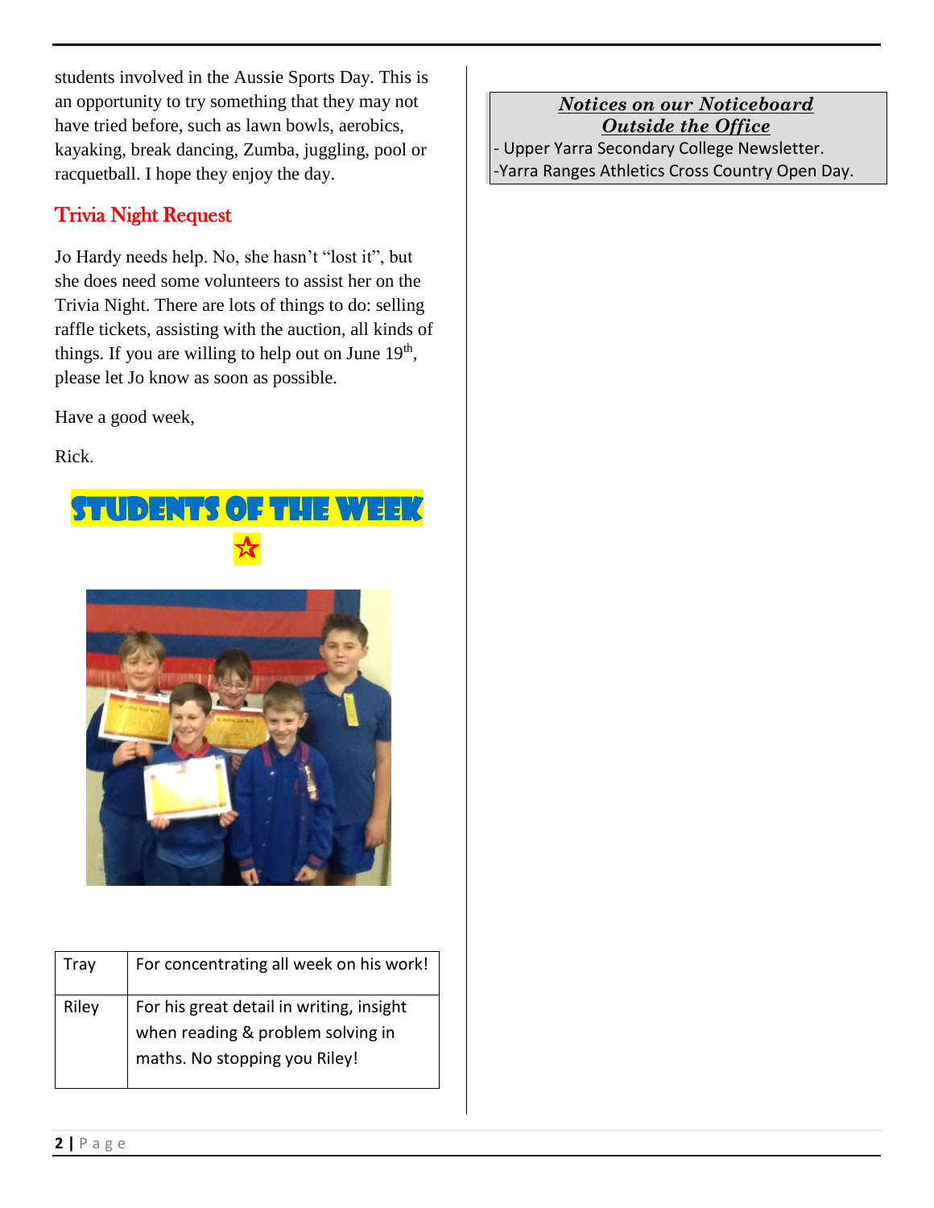students involved in the Aussie Sports Day. This is an opportunity to try something that they may not have tried before, such as lawn bowls, aerobics, kayaking, break dancing, Zumba, juggling, pool or racquetball. I hope they enjoy the day.

## Trivia Night Request

Jo Hardy needs help. No, she hasn't "lost it", but she does need some volunteers to assist her on the Trivia Night. There are lots of things to do: selling raffle tickets, assisting with the auction, all kinds of things. If you are willing to help out on June 19th, please let Jo know as soon as possible.

Have a good week,

Rick.

## STUDENTS OF THE WEEK

☆

| | |
|---|---|
| Tray | For concentrating all week on his work! |
| Riley | For his great detail in writing, insight when reading & problem solving in maths. No stopping you Riley! |

### ***Notices on our Noticeboard Outside the Office***

- Upper Yarra Secondary College Newsletter.
- Yarra Ranges Athletics Cross Country Open Day.